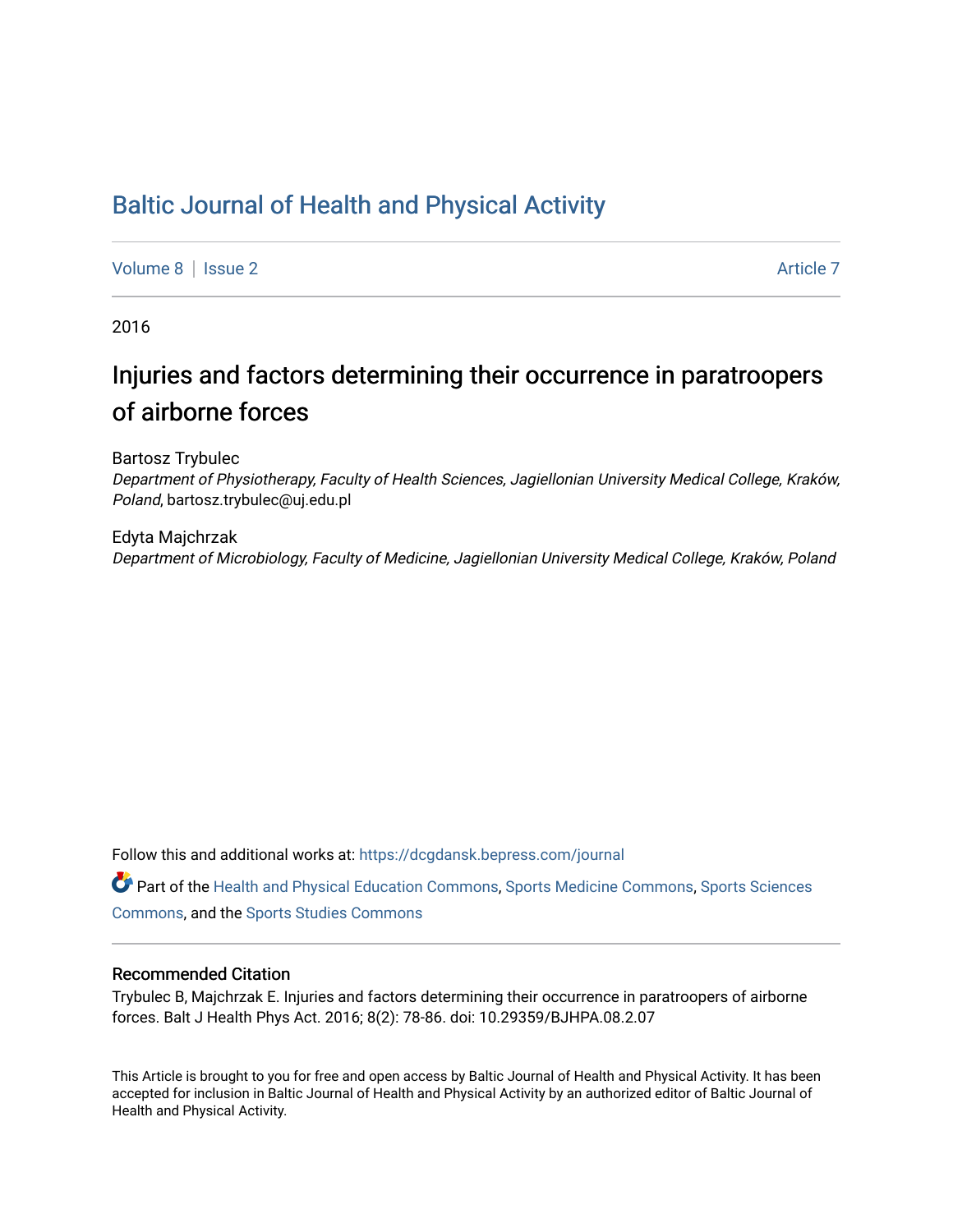# Baltic Journal of Health and Physical Activity

Volume 8 | Issue 2 Article 7

2016

## Injuries and factors determining their occurrence in paratroopers of airborne forces

Bartosz Trybulec
*Department of Physiotherapy, Faculty of Health Sciences, Jagiellonian University Medical College, Kraków, Poland*, bartosz.trybulec@uj.edu.pl

Edyta Majchrzak
*Department of Microbiology, Faculty of Medicine, Jagiellonian University Medical College, Kraków, Poland*

Follow this and additional works at: https://dcgdansk.bepress.com/journal

Part of the Health and Physical Education Commons, Sports Medicine Commons, Sports Sciences Commons, and the Sports Studies Commons

### Recommended Citation

Trybulec B, Majchrzak E. Injuries and factors determining their occurrence in paratroopers of airborne forces. Balt J Health Phys Act. 2016; 8(2): 78-86. doi: 10.29359/BJHPA.08.2.07

This Article is brought to you for free and open access by Baltic Journal of Health and Physical Activity. It has been accepted for inclusion in Baltic Journal of Health and Physical Activity by an authorized editor of Baltic Journal of Health and Physical Activity.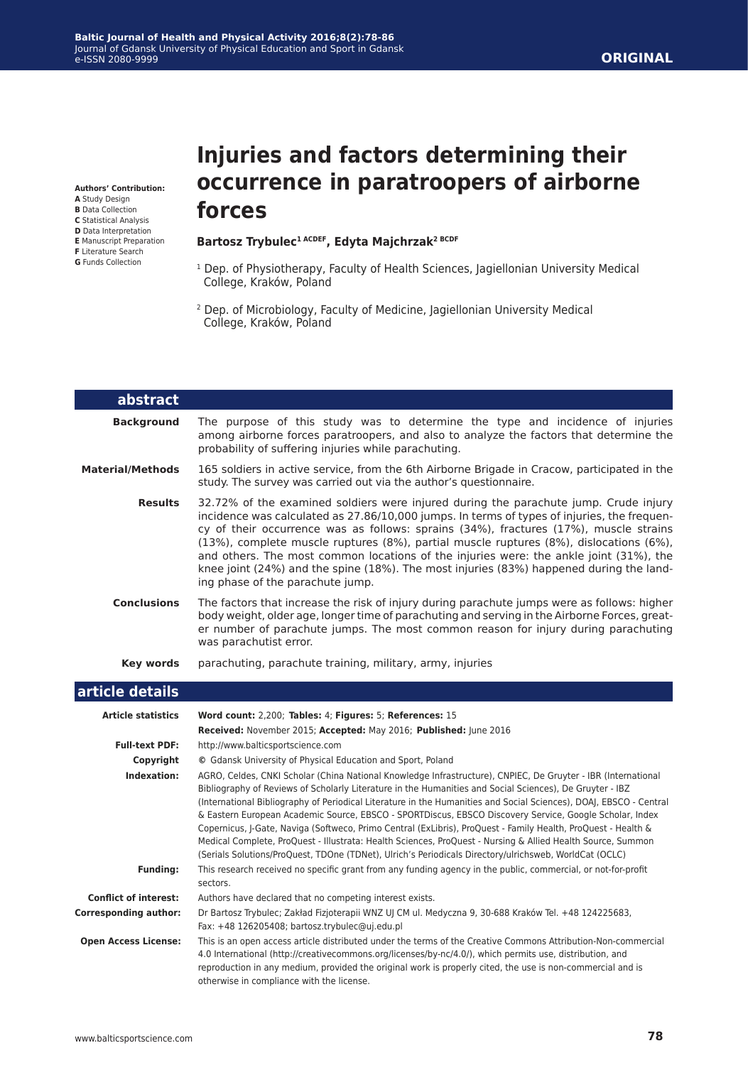# Injuries and factors determining their occurrence in paratroopers of airborne forces

**Bartosz Trybulec**[1 ACDEF], **Edyta Majchrzak**[2 BCDF]

[1] Dep. of Physiotherapy, Faculty of Health Sciences, Jagiellonian University Medical College, Kraków, Poland

[2] Dep. of Microbiology, Faculty of Medicine, Jagiellonian University Medical College, Kraków, Poland

**Authors' Contribution:**
**A** Study Design
**B** Data Collection
**C** Statistical Analysis
**D** Data Interpretation
**E** Manuscript Preparation
**F** Literature Search
**G** Funds Collection

## abstract

**Background** The purpose of this study was to determine the type and incidence of injuries among airborne forces paratroopers, and also to analyze the factors that determine the probability of suffering injuries while parachuting.

**Material/Methods** 165 soldiers in active service, from the 6th Airborne Brigade in Cracow, participated in the study. The survey was carried out via the author's questionnaire.

**Results** 32.72% of the examined soldiers were injured during the parachute jump. Crude injury incidence was calculated as 27.86/10,000 jumps. In terms of types of injuries, the frequency of their occurrence was as follows: sprains (34%), fractures (17%), muscle strains (13%), complete muscle ruptures (8%), partial muscle ruptures (8%), dislocations (6%), and others. The most common locations of the injuries were: the ankle joint (31%), the knee joint (24%) and the spine (18%). The most injuries (83%) happened during the landing phase of the parachute jump.

**Conclusions** The factors that increase the risk of injury during parachute jumps were as follows: higher body weight, older age, longer time of parachuting and serving in the Airborne Forces, greater number of parachute jumps. The most common reason for injury during parachuting was parachutist error.

**Key words** parachuting, parachute training, military, army, injuries

## article details

**Article statistics** **Word count:** 2,200; **Tables:** 4; **Figures:** 5; **References:** 15
**Received:** November 2015; **Accepted:** May 2016; **Published:** June 2016

**Full-text PDF:** http://www.balticsportscience.com

**Copyright** © Gdansk University of Physical Education and Sport, Poland

**Indexation:** AGRO, Celdes, CNKI Scholar (China National Knowledge Infrastructure), CNPIEC, De Gruyter - IBR (International Bibliography of Reviews of Scholarly Literature in the Humanities and Social Sciences), De Gruyter - IBZ (International Bibliography of Periodical Literature in the Humanities and Social Sciences), DOAJ, EBSCO - Central & Eastern European Academic Source, EBSCO - SPORTDiscus, EBSCO Discovery Service, Google Scholar, Index Copernicus, J-Gate, Naviga (Softweco, Primo Central (ExLibris), ProQuest - Family Health, ProQuest - Health & Medical Complete, ProQuest - Illustrata: Health Sciences, ProQuest - Nursing & Allied Health Source, Summon (Serials Solutions/ProQuest, TDOne (TDNet), Ulrich's Periodicals Directory/ulrichsweb, WorldCat (OCLC)

**Funding:** This research received no specific grant from any funding agency in the public, commercial, or not-for-profit sectors.

**Conflict of interest:** Authors have declared that no competing interest exists.

**Corresponding author:** Dr Bartosz Trybulec; Zakład Fizjoterapii WNZ UJ CM ul. Medyczna 9, 30-688 Kraków Tel. +48 124225683, Fax: +48 126205408; bartosz.trybulec@uj.edu.pl

**Open Access License:** This is an open access article distributed under the terms of the Creative Commons Attribution-Non-commercial 4.0 International (http://creativecommons.org/licenses/by-nc/4.0/), which permits use, distribution, and reproduction in any medium, provided the original work is properly cited, the use is non-commercial and is otherwise in compliance with the license.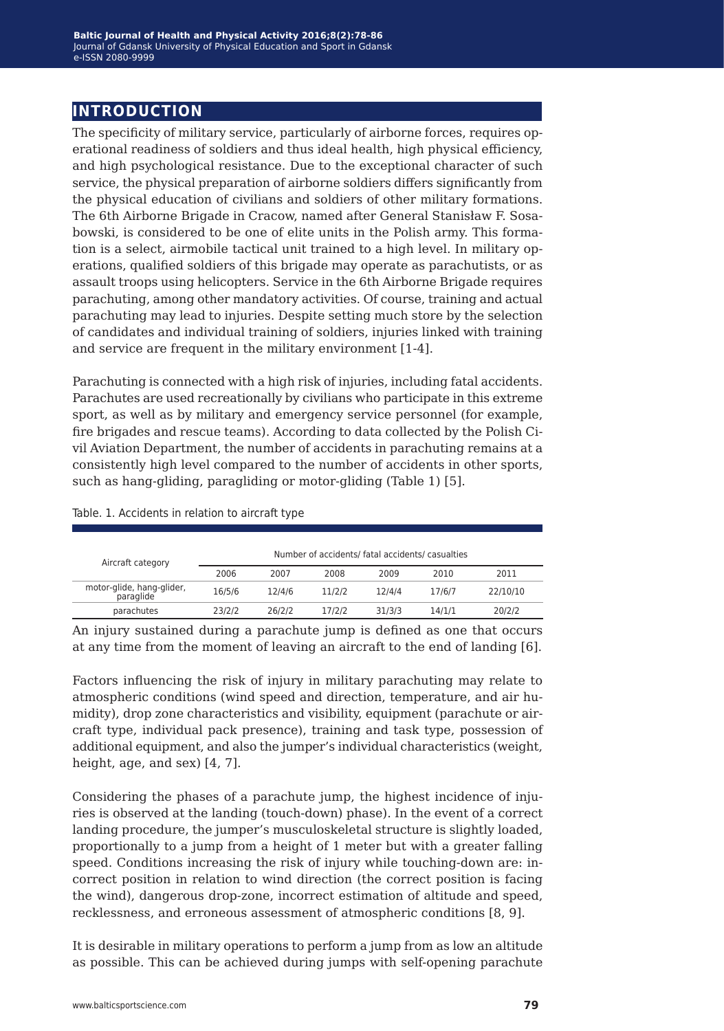## INTRODUCTION

The specificity of military service, particularly of airborne forces, requires operational readiness of soldiers and thus ideal health, high physical efficiency, and high psychological resistance. Due to the exceptional character of such service, the physical preparation of airborne soldiers differs significantly from the physical education of civilians and soldiers of other military formations. The 6th Airborne Brigade in Cracow, named after General Stanisław F. Sosabowski, is considered to be one of elite units in the Polish army. This formation is a select, airmobile tactical unit trained to a high level. In military operations, qualified soldiers of this brigade may operate as parachutists, or as assault troops using helicopters. Service in the 6th Airborne Brigade requires parachuting, among other mandatory activities. Of course, training and actual parachuting may lead to injuries. Despite setting much store by the selection of candidates and individual training of soldiers, injuries linked with training and service are frequent in the military environment [1-4].

Parachuting is connected with a high risk of injuries, including fatal accidents. Parachutes are used recreationally by civilians who participate in this extreme sport, as well as by military and emergency service personnel (for example, fire brigades and rescue teams). According to data collected by the Polish Civil Aviation Department, the number of accidents in parachuting remains at a consistently high level compared to the number of accidents in other sports, such as hang-gliding, paragliding or motor-gliding (Table 1) [5].

Table. 1. Accidents in relation to aircraft type

| Aircraft category | Number of accidents/ fatal accidents/ casualties | | | | | |
|---|---|---|---|---|---|---|
| | 2006 | 2007 | 2008 | 2009 | 2010 | 2011 |
| motor-glide, hang-glider, paraglide | 16/5/6 | 12/4/6 | 11/2/2 | 12/4/4 | 17/6/7 | 22/10/10 |
| parachutes | 23/2/2 | 26/2/2 | 17/2/2 | 31/3/3 | 14/1/1 | 20/2/2 |

An injury sustained during a parachute jump is defined as one that occurs at any time from the moment of leaving an aircraft to the end of landing [6].

Factors influencing the risk of injury in military parachuting may relate to atmospheric conditions (wind speed and direction, temperature, and air humidity), drop zone characteristics and visibility, equipment (parachute or aircraft type, individual pack presence), training and task type, possession of additional equipment, and also the jumper's individual characteristics (weight, height, age, and sex) [4, 7].

Considering the phases of a parachute jump, the highest incidence of injuries is observed at the landing (touch-down) phase). In the event of a correct landing procedure, the jumper's musculoskeletal structure is slightly loaded, proportionally to a jump from a height of 1 meter but with a greater falling speed. Conditions increasing the risk of injury while touching-down are: incorrect position in relation to wind direction (the correct position is facing the wind), dangerous drop-zone, incorrect estimation of altitude and speed, recklessness, and erroneous assessment of atmospheric conditions [8, 9].

It is desirable in military operations to perform a jump from as low an altitude as possible. This can be achieved during jumps with self-opening parachute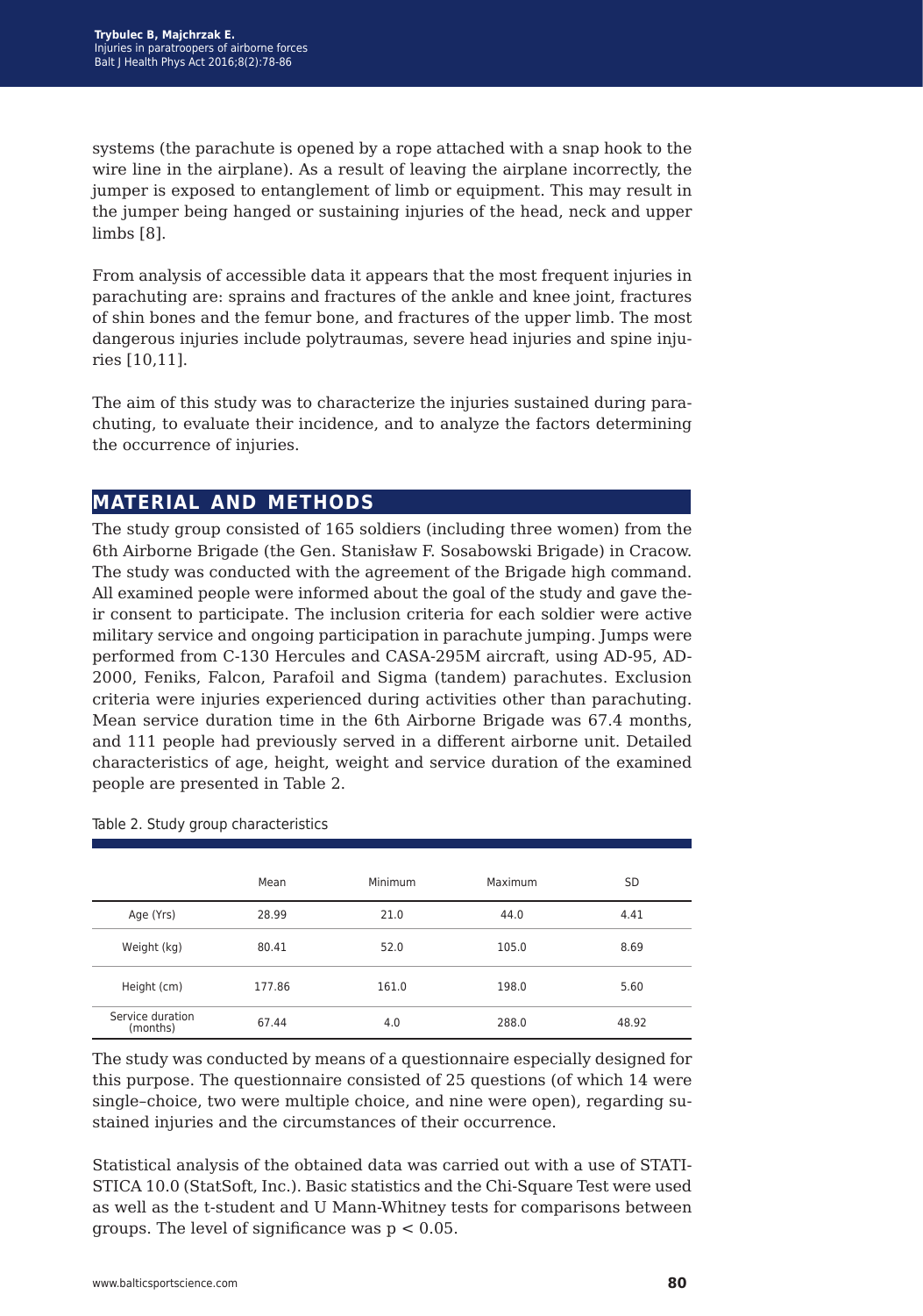systems (the parachute is opened by a rope attached with a snap hook to the wire line in the airplane). As a result of leaving the airplane incorrectly, the jumper is exposed to entanglement of limb or equipment. This may result in the jumper being hanged or sustaining injuries of the head, neck and upper limbs [8].

From analysis of accessible data it appears that the most frequent injuries in parachuting are: sprains and fractures of the ankle and knee joint, fractures of shin bones and the femur bone, and fractures of the upper limb. The most dangerous injuries include polytraumas, severe head injuries and spine injuries [10,11].

The aim of this study was to characterize the injuries sustained during parachuting, to evaluate their incidence, and to analyze the factors determining the occurrence of injuries.

## MATERIAL AND METHODS

The study group consisted of 165 soldiers (including three women) from the 6th Airborne Brigade (the Gen. Stanisław F. Sosabowski Brigade) in Cracow. The study was conducted with the agreement of the Brigade high command. All examined people were informed about the goal of the study and gave their consent to participate. The inclusion criteria for each soldier were active military service and ongoing participation in parachute jumping. Jumps were performed from C-130 Hercules and CASA-295M aircraft, using AD-95, AD-2000, Feniks, Falcon, Parafoil and Sigma (tandem) parachutes. Exclusion criteria were injuries experienced during activities other than parachuting. Mean service duration time in the 6th Airborne Brigade was 67.4 months, and 111 people had previously served in a different airborne unit. Detailed characteristics of age, height, weight and service duration of the examined people are presented in Table 2.

Table 2. Study group characteristics

| | Mean | Minimum | Maximum | SD |
|---|---|---|---|---|
| Age (Yrs) | 28.99 | 21.0 | 44.0 | 4.41 |
| Weight (kg) | 80.41 | 52.0 | 105.0 | 8.69 |
| Height (cm) | 177.86 | 161.0 | 198.0 | 5.60 |
| Service duration (months) | 67.44 | 4.0 | 288.0 | 48.92 |

The study was conducted by means of a questionnaire especially designed for this purpose. The questionnaire consisted of 25 questions (of which 14 were single–choice, two were multiple choice, and nine were open), regarding sustained injuries and the circumstances of their occurrence.

Statistical analysis of the obtained data was carried out with a use of STATISTICA 10.0 (StatSoft, Inc.). Basic statistics and the Chi-Square Test were used as well as the t-student and U Mann-Whitney tests for comparisons between groups. The level of significance was $p < 0.05$.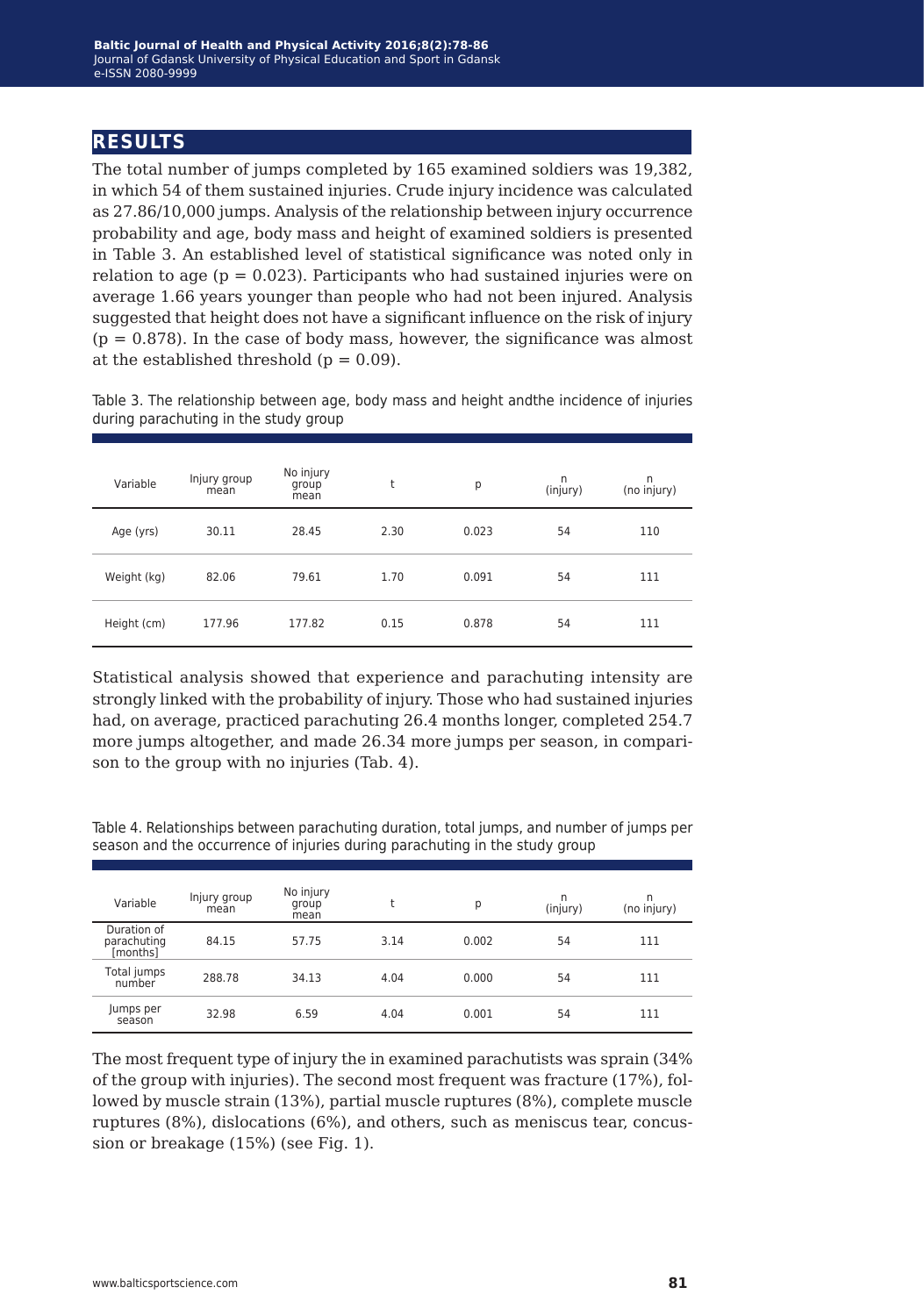## RESULTS

The total number of jumps completed by 165 examined soldiers was 19,382, in which 54 of them sustained injuries. Crude injury incidence was calculated as 27.86/10,000 jumps. Analysis of the relationship between injury occurrence probability and age, body mass and height of examined soldiers is presented in Table 3. An established level of statistical significance was noted only in relation to age ($p = 0.023$). Participants who had sustained injuries were on average 1.66 years younger than people who had not been injured. Analysis suggested that height does not have a significant influence on the risk of injury ($p = 0.878$). In the case of body mass, however, the significance was almost at the established threshold ($p = 0.09$).

Table 3. The relationship between age, body mass and height andthe incidence of injuries during parachuting in the study group

| Variable | Injury group mean | No injury group mean | t | p | n (injury) | n (no injury) |
|---|---|---|---|---|---|---|
| Age (yrs) | 30.11 | 28.45 | 2.30 | 0.023 | 54 | 110 |
| Weight (kg) | 82.06 | 79.61 | 1.70 | 0.091 | 54 | 111 |
| Height (cm) | 177.96 | 177.82 | 0.15 | 0.878 | 54 | 111 |

Statistical analysis showed that experience and parachuting intensity are strongly linked with the probability of injury. Those who had sustained injuries had, on average, practiced parachuting 26.4 months longer, completed 254.7 more jumps altogether, and made 26.34 more jumps per season, in comparison to the group with no injuries (Tab. 4).

Table 4. Relationships between parachuting duration, total jumps, and number of jumps per season and the occurrence of injuries during parachuting in the study group

| Variable | Injury group mean | No injury group mean | t | p | n (injury) | n (no injury) |
|---|---|---|---|---|---|---|
| Duration of parachuting [months] | 84.15 | 57.75 | 3.14 | 0.002 | 54 | 111 |
| Total jumps number | 288.78 | 34.13 | 4.04 | 0.000 | 54 | 111 |
| Jumps per season | 32.98 | 6.59 | 4.04 | 0.001 | 54 | 111 |

The most frequent type of injury the in examined parachutists was sprain (34% of the group with injuries). The second most frequent was fracture (17%), followed by muscle strain (13%), partial muscle ruptures (8%), complete muscle ruptures (8%), dislocations (6%), and others, such as meniscus tear, concussion or breakage (15%) (see Fig. 1).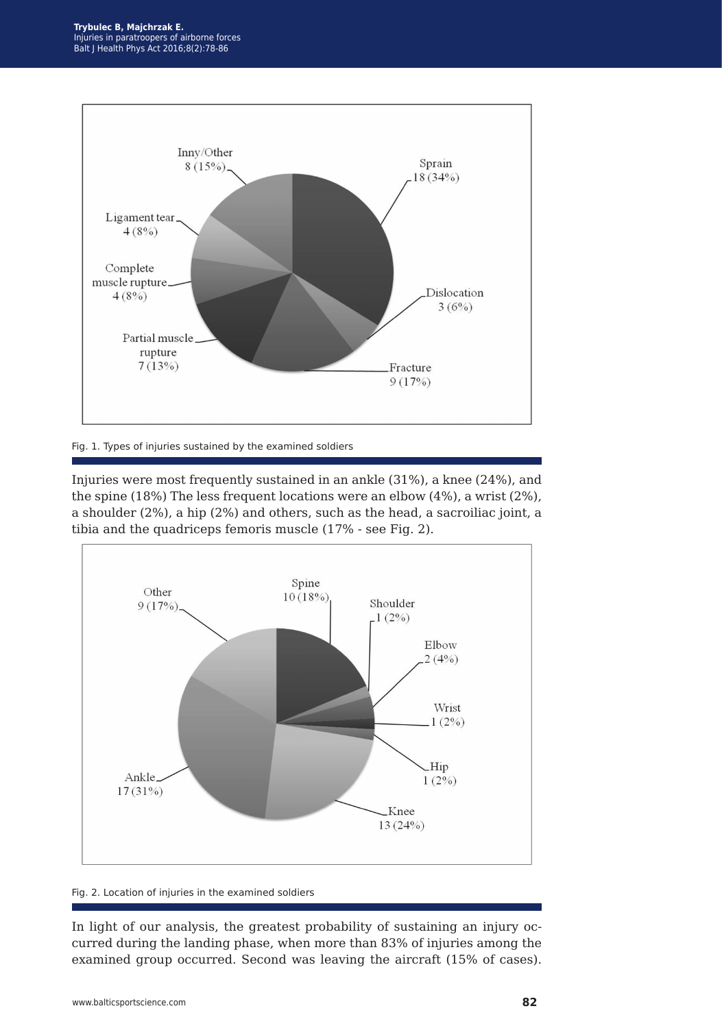Fig. 1. Types of injuries sustained by the examined soldiers

Injuries were most frequently sustained in an ankle (31%), a knee (24%), and the spine (18%) The less frequent locations were an elbow (4%), a wrist (2%), a shoulder (2%), a hip (2%) and others, such as the head, a sacroiliac joint, a tibia and the quadriceps femoris muscle (17% - see Fig. 2).

Fig. 2. Location of injuries in the examined soldiers

In light of our analysis, the greatest probability of sustaining an injury occurred during the landing phase, when more than 83% of injuries among the examined group occurred. Second was leaving the aircraft (15% of cases).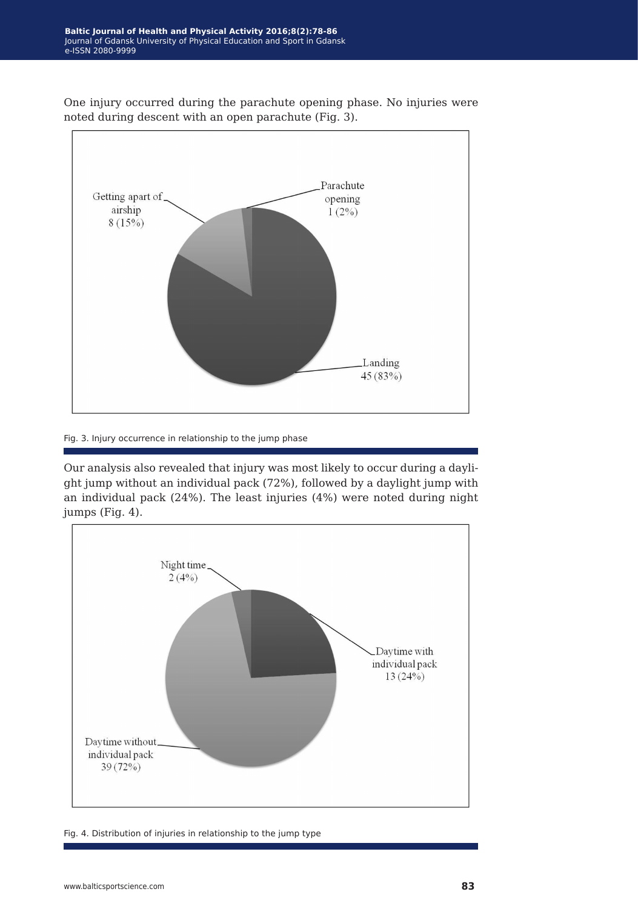One injury occurred during the parachute opening phase. No injuries were noted during descent with an open parachute (Fig. 3).

Getting apart of airship 8 (15%)

Parachute opening 1 (2%)

Landing 45 (83%)

Fig. 3. Injury occurrence in relationship to the jump phase

Our analysis also revealed that injury was most likely to occur during a daylight jump without an individual pack (72%), followed by a daylight jump with an individual pack (24%). The least injuries (4%) were noted during night jumps (Fig. 4).

Night time 2 (4%)

Daytime with individual pack 13 (24%)

Daytime without individual pack 39 (72%)

Fig. 4. Distribution of injuries in relationship to the jump type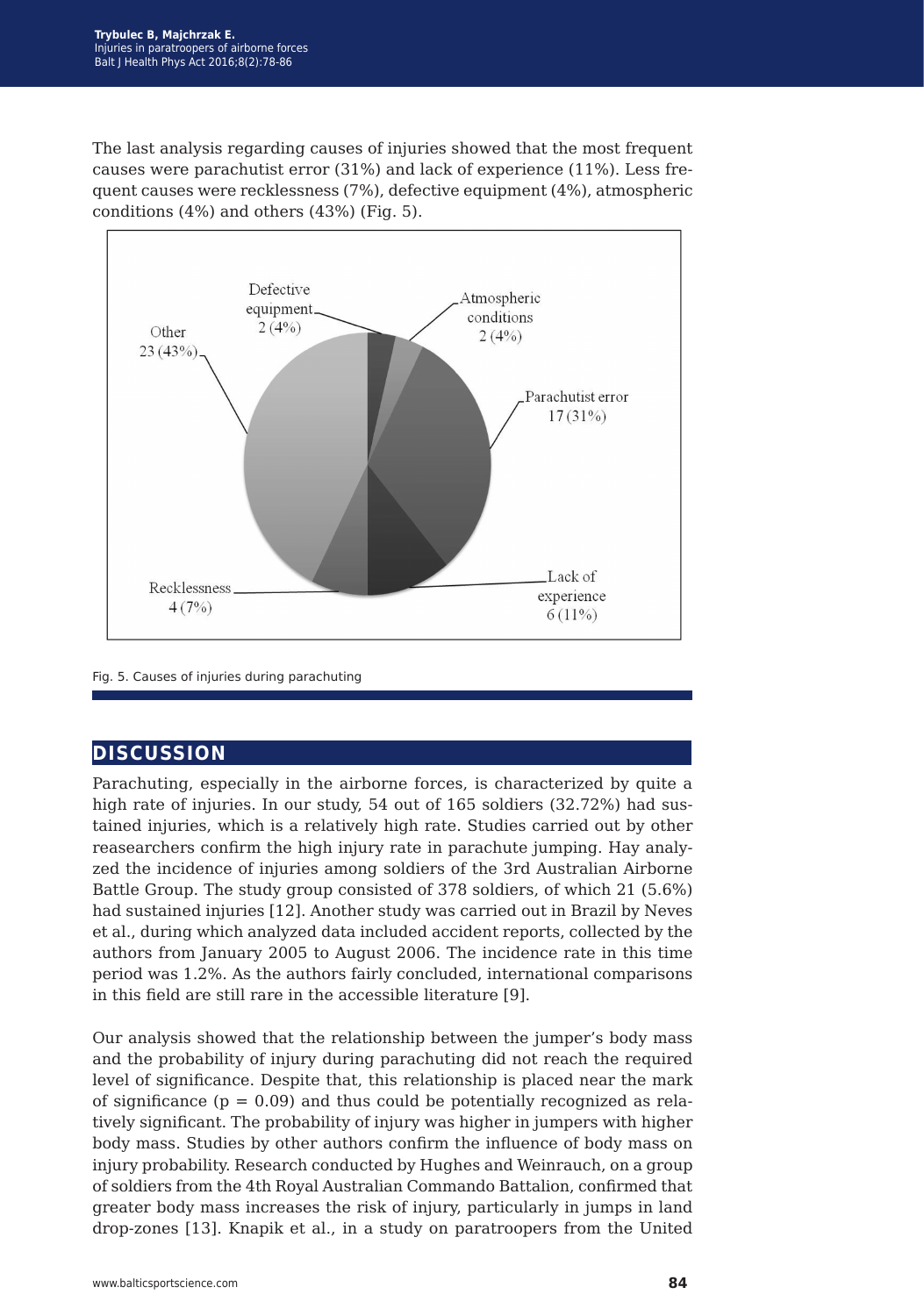The last analysis regarding causes of injuries showed that the most frequent causes were parachutist error (31%) and lack of experience (11%). Less frequent causes were recklessness (7%), defective equipment (4%), atmospheric conditions (4%) and others (43%) (Fig. 5).

Fig. 5. Causes of injuries during parachuting

## DISCUSSION

Parachuting, especially in the airborne forces, is characterized by quite a high rate of injuries. In our study, 54 out of 165 soldiers (32.72%) had sustained injuries, which is a relatively high rate. Studies carried out by other reasearchers confirm the high injury rate in parachute jumping. Hay analyzed the incidence of injuries among soldiers of the 3rd Australian Airborne Battle Group. The study group consisted of 378 soldiers, of which 21 (5.6%) had sustained injuries [12]. Another study was carried out in Brazil by Neves et al., during which analyzed data included accident reports, collected by the authors from January 2005 to August 2006. The incidence rate in this time period was 1.2%. As the authors fairly concluded, international comparisons in this field are still rare in the accessible literature [9].

Our analysis showed that the relationship between the jumper's body mass and the probability of injury during parachuting did not reach the required level of significance. Despite that, this relationship is placed near the mark of significance ($p = 0.09$) and thus could be potentially recognized as relatively significant. The probability of injury was higher in jumpers with higher body mass. Studies by other authors confirm the influence of body mass on injury probability. Research conducted by Hughes and Weinrauch, on a group of soldiers from the 4th Royal Australian Commando Battalion, confirmed that greater body mass increases the risk of injury, particularly in jumps in land drop-zones [13]. Knapik et al., in a study on paratroopers from the United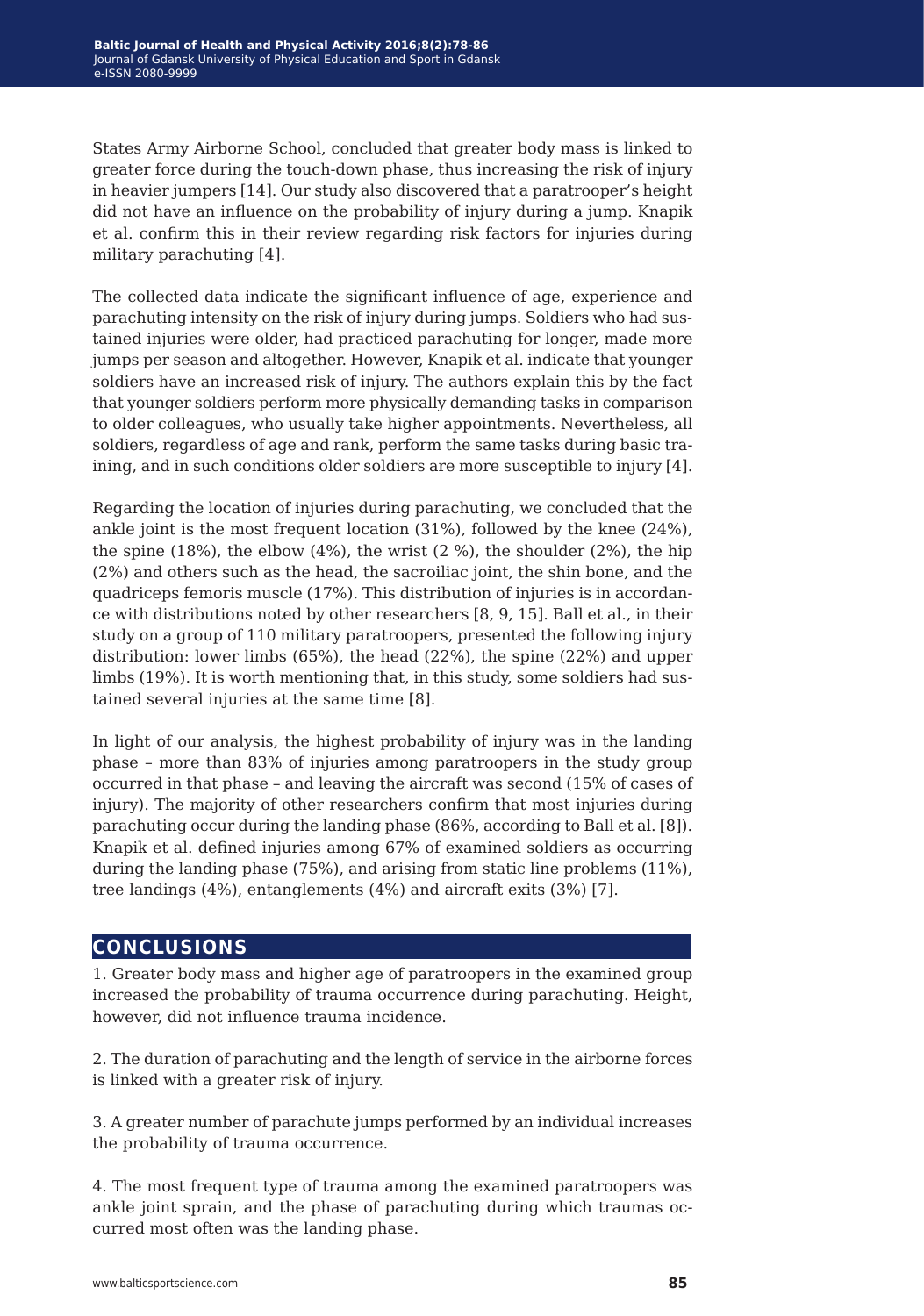States Army Airborne School, concluded that greater body mass is linked to greater force during the touch-down phase, thus increasing the risk of injury in heavier jumpers [14]. Our study also discovered that a paratrooper's height did not have an influence on the probability of injury during a jump. Knapik et al. confirm this in their review regarding risk factors for injuries during military parachuting [4].

The collected data indicate the significant influence of age, experience and parachuting intensity on the risk of injury during jumps. Soldiers who had sustained injuries were older, had practiced parachuting for longer, made more jumps per season and altogether. However, Knapik et al. indicate that younger soldiers have an increased risk of injury. The authors explain this by the fact that younger soldiers perform more physically demanding tasks in comparison to older colleagues, who usually take higher appointments. Nevertheless, all soldiers, regardless of age and rank, perform the same tasks during basic training, and in such conditions older soldiers are more susceptible to injury [4].

Regarding the location of injuries during parachuting, we concluded that the ankle joint is the most frequent location (31%), followed by the knee (24%), the spine (18%), the elbow (4%), the wrist (2 %), the shoulder (2%), the hip (2%) and others such as the head, the sacroiliac joint, the shin bone, and the quadriceps femoris muscle (17%). This distribution of injuries is in accordance with distributions noted by other researchers [8, 9, 15]. Ball et al., in their study on a group of 110 military paratroopers, presented the following injury distribution: lower limbs (65%), the head (22%), the spine (22%) and upper limbs (19%). It is worth mentioning that, in this study, some soldiers had sustained several injuries at the same time [8].

In light of our analysis, the highest probability of injury was in the landing phase – more than 83% of injuries among paratroopers in the study group occurred in that phase – and leaving the aircraft was second (15% of cases of injury). The majority of other researchers confirm that most injuries during parachuting occur during the landing phase (86%, according to Ball et al. [8]). Knapik et al. defined injuries among 67% of examined soldiers as occurring during the landing phase (75%), and arising from static line problems (11%), tree landings (4%), entanglements (4%) and aircraft exits (3%) [7].

## CONCLUSIONS

1. Greater body mass and higher age of paratroopers in the examined group increased the probability of trauma occurrence during parachuting. Height, however, did not influence trauma incidence.

2. The duration of parachuting and the length of service in the airborne forces is linked with a greater risk of injury.

3. A greater number of parachute jumps performed by an individual increases the probability of trauma occurrence.

4. The most frequent type of trauma among the examined paratroopers was ankle joint sprain, and the phase of parachuting during which traumas occurred most often was the landing phase.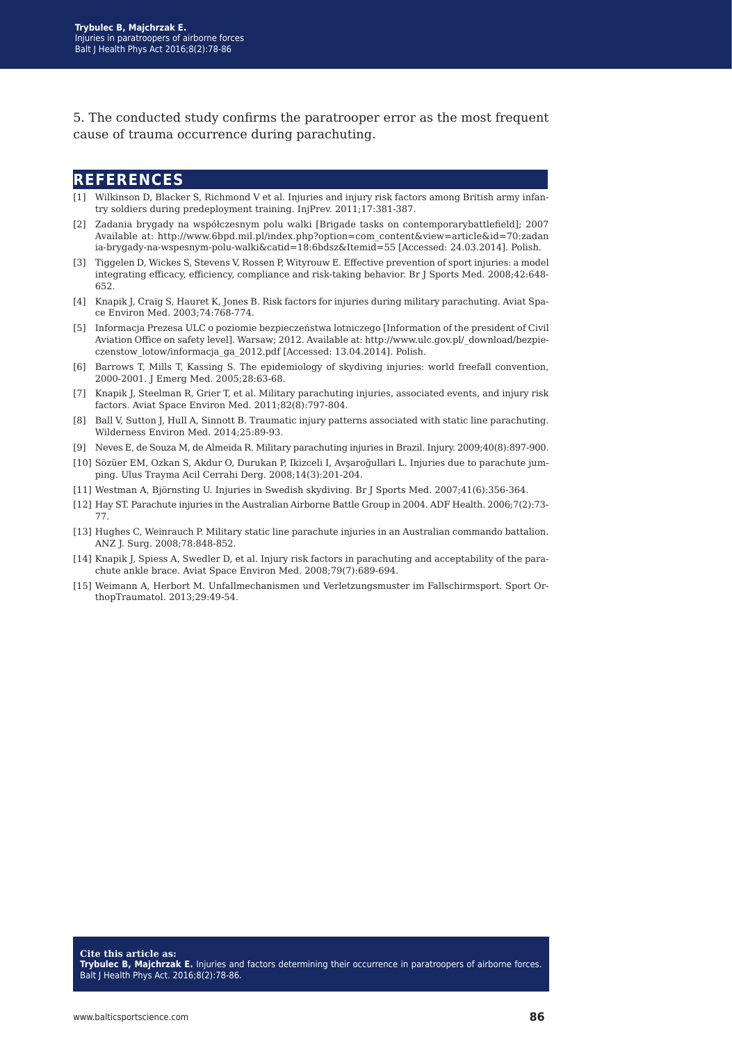5. The conducted study confirms the paratrooper error as the most frequent cause of trauma occurrence during parachuting.

## REFERENCES

[1] Wilkinson D, Blacker S, Richmond V et al. Injuries and injury risk factors among British army infantry soldiers during predeployment training. InjPrev. 2011;17:381-387.

[2] Zadania brygady na współczesnym polu walki [Brigade tasks on contemporarybattlefield]; 2007 Available at: http://www.6bpd.mil.pl/index.php?option=com_content&view=article&id=70:zadania-brygady-na-wspesnym-polu-walki&catid=18:6bdsz&Itemid=55 [Accessed: 24.03.2014]. Polish.

[3] Tiggelen D, Wickes S, Stevens V, Rossen P, Wityrouw E. Effective prevention of sport injuries: a model integrating efficacy, efficiency, compliance and risk-taking behavior. Br J Sports Med. 2008;42:648-652.

[4] Knapik J, Craig S, Hauret K, Jones B. Risk factors for injuries during military parachuting. Aviat Space Environ Med. 2003;74:768-774.

[5] Informacja Prezesa ULC o poziomie bezpieczeństwa lotniczego [Information of the president of Civil Aviation Office on safety level]. Warsaw; 2012. Available at: http://www.ulc.gov.pl/_download/bezpieczenstow_lotow/informacja_ga_2012.pdf [Accessed: 13.04.2014]. Polish.

[6] Barrows T, Mills T, Kassing S. The epidemiology of skydiving injuries: world freefall convention, 2000-2001. J Emerg Med. 2005;28:63-68.

[7] Knapik J, Steelman R, Grier T, et al. Military parachuting injuries, associated events, and injury risk factors. Aviat Space Environ Med. 2011;82(8):797-804.

[8] Ball V, Sutton J, Hull A, Sinnott B. Traumatic injury patterns associated with static line parachuting. Wilderness Environ Med. 2014;25:89-93.

[9] Neves E, de Souza M, de Almeida R. Military parachuting injuries in Brazil. Injury. 2009;40(8):897-900.

[10] Sözüer EM, Ozkan S, Akdur O, Durukan P, Ikizceli I, Avşaroğullari L. Injuries due to parachute jumping. Ulus Trayma Acil Cerrahi Derg. 2008;14(3):201-204.

[11] Westman A, Björnsting U. Injuries in Swedish skydiving. Br J Sports Med. 2007;41(6):356-364.

[12] Hay ST. Parachute injuries in the Australian Airborne Battle Group in 2004. ADF Health. 2006;7(2):73-77.

[13] Hughes C, Weinrauch P. Military static line parachute injuries in an Australian commando battalion. ANZ J. Surg. 2008;78:848-852.

[14] Knapik J, Spiess A, Swedler D, et al. Injury risk factors in parachuting and acceptability of the parachute ankle brace. Aviat Space Environ Med. 2008;79(7):689-694.

[15] Weimann A, Herbort M. Unfallmechanismen und Verletzungsmuster im Fallschirmsport. Sport OrthopTraumatol. 2013;29:49-54.

**Cite this article as:**
**Trybulec B, Majchrzak E.** Injuries and factors determining their occurrence in paratroopers of airborne forces. Balt J Health Phys Act. 2016;8(2):78-86.